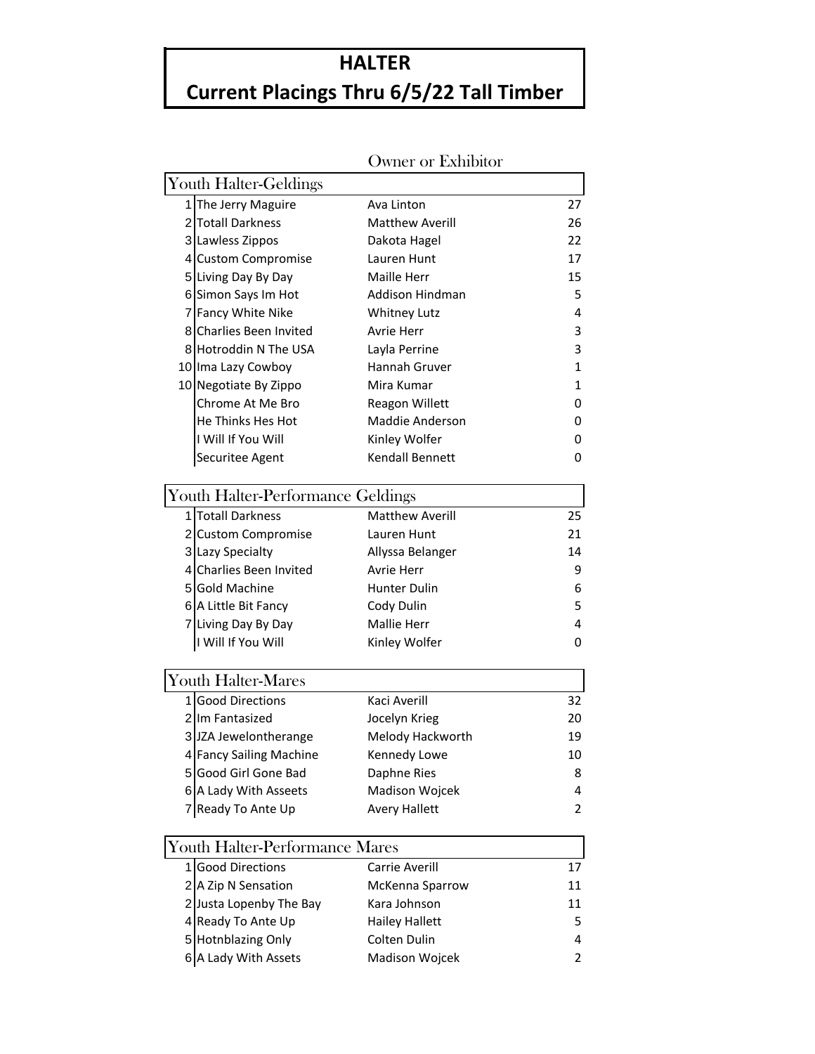# HALTER

## Current Placings Thru 6/5/22 Tall Timber

### Youth Halter-Geldings

| Place | Horse | Owner or Exhibitor | Points |
|---|---|---|---|
| 1 | The Jerry Maguire | Ava Linton | 27 |
| 2 | Totall Darkness | Matthew Averill | 26 |
| 3 | Lawless Zippos | Dakota Hagel | 22 |
| 4 | Custom Compromise | Lauren Hunt | 17 |
| 5 | Living Day By Day | Maille Herr | 15 |
| 6 | Simon Says Im Hot | Addison Hindman | 5 |
| 7 | Fancy White Nike | Whitney Lutz | 4 |
| 8 | Charlies Been Invited | Avrie Herr | 3 |
| 8 | Hotroddin N The USA | Layla Perrine | 3 |
| 10 | Ima Lazy Cowboy | Hannah Gruver | 1 |
| 10 | Negotiate By Zippo | Mira Kumar | 1 |
| | Chrome At Me Bro | Reagon Willett | 0 |
| | He Thinks Hes Hot | Maddie Anderson | 0 |
| | I Will If You Will | Kinley Wolfer | 0 |
| | Securitee Agent | Kendall Bennett | 0 |

### Youth Halter-Performance Geldings

| Place | Horse | Owner or Exhibitor | Points |
|---|---|---|---|
| 1 | Totall Darkness | Matthew Averill | 25 |
| 2 | Custom Compromise | Lauren Hunt | 21 |
| 3 | Lazy Specialty | Allyssa Belanger | 14 |
| 4 | Charlies Been Invited | Avrie Herr | 9 |
| 5 | Gold Machine | Hunter Dulin | 6 |
| 6 | A Little Bit Fancy | Cody Dulin | 5 |
| 7 | Living Day By Day | Mallie Herr | 4 |
| | I Will If You Will | Kinley Wolfer | 0 |

### Youth Halter-Mares

| Place | Horse | Owner or Exhibitor | Points |
|---|---|---|---|
| 1 | Good Directions | Kaci Averill | 32 |
| 2 | Im Fantasized | Jocelyn Krieg | 20 |
| 3 | JZA Jewelontherange | Melody Hackworth | 19 |
| 4 | Fancy Sailing Machine | Kennedy Lowe | 10 |
| 5 | Good Girl Gone Bad | Daphne Ries | 8 |
| 6 | A Lady With Asseets | Madison Wojcek | 4 |
| 7 | Ready To Ante Up | Avery Hallett | 2 |

### Youth Halter-Performance Mares

| Place | Horse | Owner or Exhibitor | Points |
|---|---|---|---|
| 1 | Good Directions | Carrie Averill | 17 |
| 2 | A Zip N Sensation | McKenna Sparrow | 11 |
| 2 | Justa Lopenby The Bay | Kara Johnson | 11 |
| 4 | Ready To Ante Up | Hailey Hallett | 5 |
| 5 | Hotnblazing Only | Colten Dulin | 4 |
| 6 | A Lady With Assets | Madison Wojcek | 2 |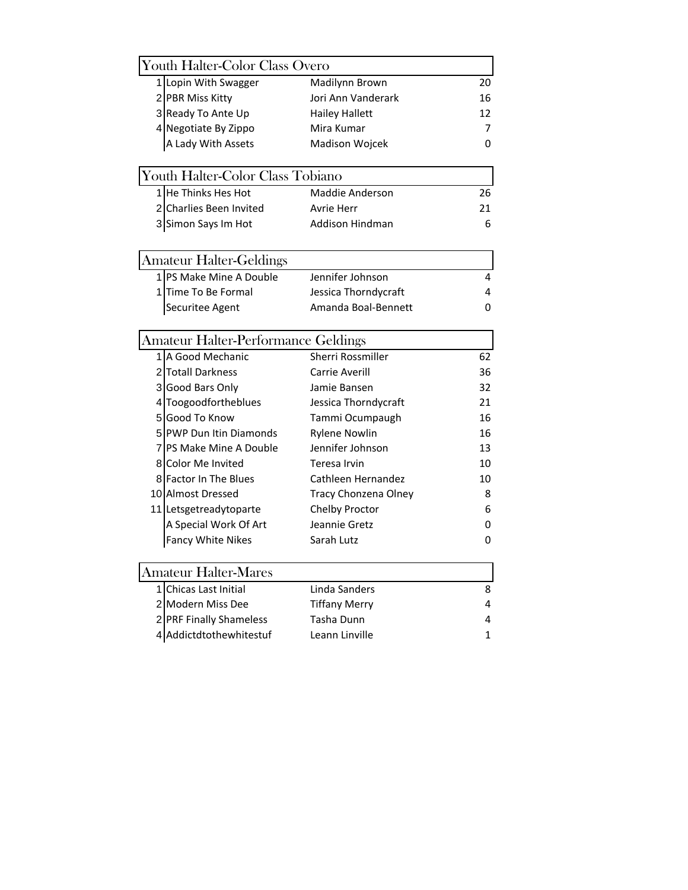## Youth Halter-Color Class Overo

| Place | Horse | Exhibitor | Points |
|---|---|---|---|
| 1 | Lopin With Swagger | Madilynn Brown | 20 |
| 2 | PBR Miss Kitty | Jori Ann Vanderark | 16 |
| 3 | Ready To Ante Up | Hailey Hallett | 12 |
| 4 | Negotiate By Zippo | Mira Kumar | 7 |
| | A Lady With Assets | Madison Wojcek | 0 |

## Youth Halter-Color Class Tobiano

| Place | Horse | Exhibitor | Points |
|---|---|---|---|
| 1 | He Thinks Hes Hot | Maddie Anderson | 26 |
| 2 | Charlies Been Invited | Avrie Herr | 21 |
| 3 | Simon Says Im Hot | Addison Hindman | 6 |

## Amateur Halter-Geldings

| Place | Horse | Exhibitor | Points |
|---|---|---|---|
| 1 | PS Make Mine A Double | Jennifer Johnson | 4 |
| 1 | Time To Be Formal | Jessica Thorndycraft | 4 |
| | Securitee Agent | Amanda Boal-Bennett | 0 |

## Amateur Halter-Performance Geldings

| Place | Horse | Exhibitor | Points |
|---|---|---|---|
| 1 | A Good Mechanic | Sherri Rossmiller | 62 |
| 2 | Totall Darkness | Carrie Averill | 36 |
| 3 | Good Bars Only | Jamie Bansen | 32 |
| 4 | Toogoodfortheblues | Jessica Thorndycraft | 21 |
| 5 | Good To Know | Tammi Ocumpaugh | 16 |
| 5 | PWP Dun Itin Diamonds | Rylene Nowlin | 16 |
| 7 | PS Make Mine A Double | Jennifer Johnson | 13 |
| 8 | Color Me Invited | Teresa Irvin | 10 |
| 8 | Factor In The Blues | Cathleen Hernandez | 10 |
| 10 | Almost Dressed | Tracy Chonzena Olney | 8 |
| 11 | Letsgetreadytoparte | Chelby Proctor | 6 |
| | A Special Work Of Art | Jeannie Gretz | 0 |
| | Fancy White Nikes | Sarah Lutz | 0 |

## Amateur Halter-Mares

| Place | Horse | Exhibitor | Points |
|---|---|---|---|
| 1 | Chicas Last Initial | Linda Sanders | 8 |
| 2 | Modern Miss Dee | Tiffany Merry | 4 |
| 2 | PRF Finally Shameless | Tasha Dunn | 4 |
| 4 | Addictdtothewhitestuf | Leann Linville | 1 |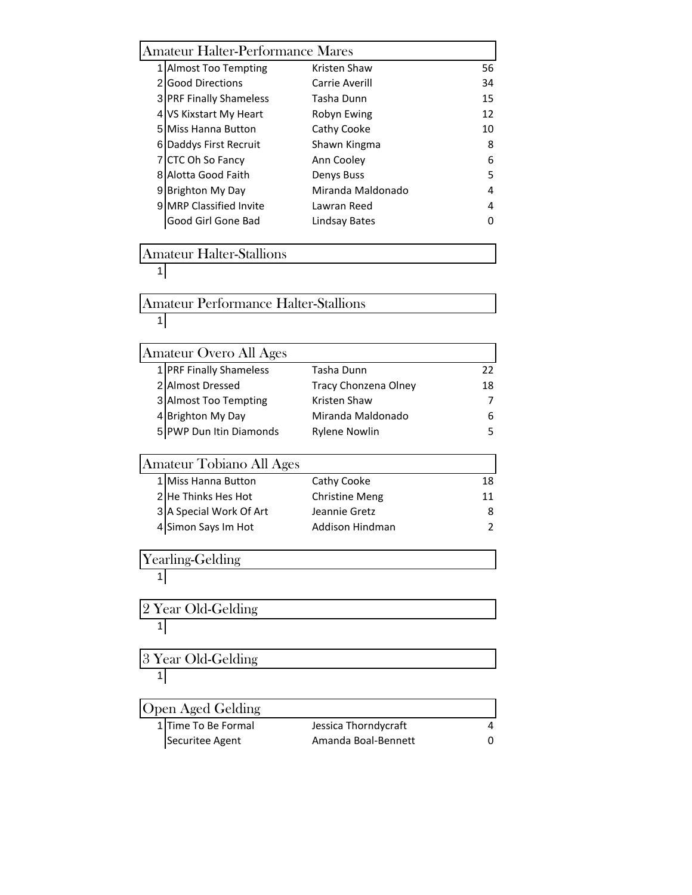## Amateur Halter-Performance Mares

| Place | Horse | Owner | Points |
|---|---|---|---|
| 1 | Almost Too Tempting | Kristen Shaw | 56 |
| 2 | Good Directions | Carrie Averill | 34 |
| 3 | PRF Finally Shameless | Tasha Dunn | 15 |
| 4 | VS Kixstart My Heart | Robyn Ewing | 12 |
| 5 | Miss Hanna Button | Cathy Cooke | 10 |
| 6 | Daddys First Recruit | Shawn Kingma | 8 |
| 7 | CTC Oh So Fancy | Ann Cooley | 6 |
| 8 | Alotta Good Faith | Denys Buss | 5 |
| 9 | Brighton My Day | Miranda Maldonado | 4 |
| 9 | MRP Classified Invite | Lawran Reed | 4 |
| | Good Girl Gone Bad | Lindsay Bates | 0 |

## Amateur Halter-Stallions

| Place | Horse | Owner | Points |
|---|---|---|---|
| 1 | | | |

## Amateur Performance Halter-Stallions

| Place | Horse | Owner | Points |
|---|---|---|---|
| 1 | | | |

## Amateur Overo All Ages

| Place | Horse | Owner | Points |
|---|---|---|---|
| 1 | PRF Finally Shameless | Tasha Dunn | 22 |
| 2 | Almost Dressed | Tracy Chonzena Olney | 18 |
| 3 | Almost Too Tempting | Kristen Shaw | 7 |
| 4 | Brighton My Day | Miranda Maldonado | 6 |
| 5 | PWP Dun Itin Diamonds | Rylene Nowlin | 5 |

## Amateur Tobiano All Ages

| Place | Horse | Owner | Points |
|---|---|---|---|
| 1 | Miss Hanna Button | Cathy Cooke | 18 |
| 2 | He Thinks Hes Hot | Christine Meng | 11 |
| 3 | A Special Work Of Art | Jeannie Gretz | 8 |
| 4 | Simon Says Im Hot | Addison Hindman | 2 |

## Yearling-Gelding

| Place | Horse | Owner | Points |
|---|---|---|---|
| 1 | | | |

## 2 Year Old-Gelding

| Place | Horse | Owner | Points |
|---|---|---|---|
| 1 | | | |

## 3 Year Old-Gelding

| Place | Horse | Owner | Points |
|---|---|---|---|
| 1 | | | |

## Open Aged Gelding

| Place | Horse | Owner | Points |
|---|---|---|---|
| 1 | Time To Be Formal | Jessica Thorndycraft | 4 |
| | Securitee Agent | Amanda Boal-Bennett | 0 |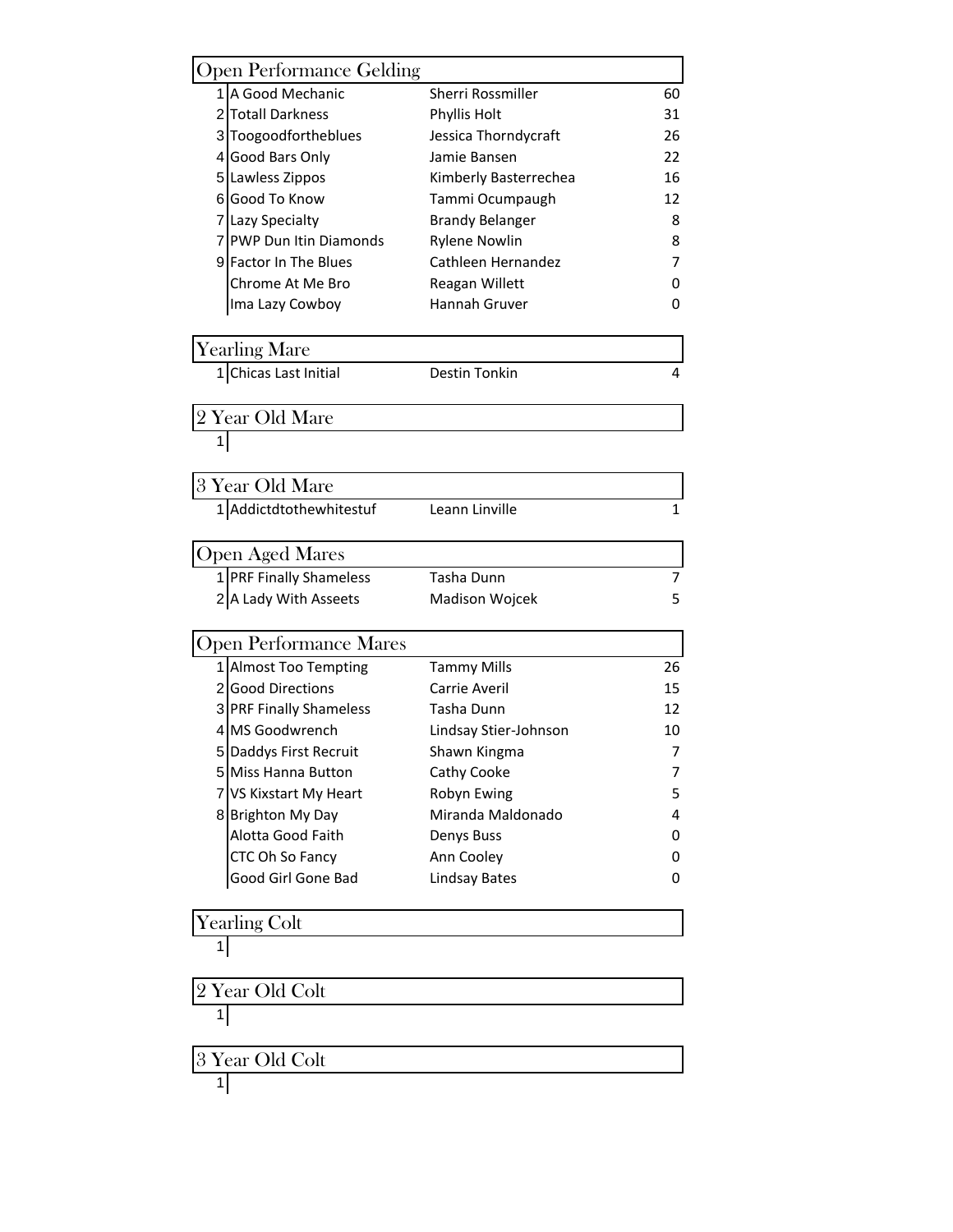## Open Performance Gelding

| Place | Horse | Owner/Rider | Points |
|---|---|---|---|
| 1 | A Good Mechanic | Sherri Rossmiller | 60 |
| 2 | Totall Darkness | Phyllis Holt | 31 |
| 3 | Toogoodfortheblues | Jessica Thorndycraft | 26 |
| 4 | Good Bars Only | Jamie Bansen | 22 |
| 5 | Lawless Zippos | Kimberly Basterrechea | 16 |
| 6 | Good To Know | Tammi Ocumpaugh | 12 |
| 7 | Lazy Specialty | Brandy Belanger | 8 |
| 7 | PWP Dun Itin Diamonds | Rylene Nowlin | 8 |
| 9 | Factor In The Blues | Cathleen Hernandez | 7 |
| | Chrome At Me Bro | Reagan Willett | 0 |
| | Ima Lazy Cowboy | Hannah Gruver | 0 |

## Yearling Mare

| Place | Horse | Owner/Rider | Points |
|---|---|---|---|
| 1 | Chicas Last Initial | Destin Tonkin | 4 |

## 2 Year Old Mare

| Place | Horse | Owner/Rider | Points |
|---|---|---|---|
| 1 | | | |

## 3 Year Old Mare

| Place | Horse | Owner/Rider | Points |
|---|---|---|---|
| 1 | Addictdtothewhitestuf | Leann Linville | 1 |

## Open Aged Mares

| Place | Horse | Owner/Rider | Points |
|---|---|---|---|
| 1 | PRF Finally Shameless | Tasha Dunn | 7 |
| 2 | A Lady With Asseets | Madison Wojcek | 5 |

## Open Performance Mares

| Place | Horse | Owner/Rider | Points |
|---|---|---|---|
| 1 | Almost Too Tempting | Tammy Mills | 26 |
| 2 | Good Directions | Carrie Averil | 15 |
| 3 | PRF Finally Shameless | Tasha Dunn | 12 |
| 4 | MS Goodwrench | Lindsay Stier-Johnson | 10 |
| 5 | Daddys First Recruit | Shawn Kingma | 7 |
| 5 | Miss Hanna Button | Cathy Cooke | 7 |
| 7 | VS Kixstart My Heart | Robyn Ewing | 5 |
| 8 | Brighton My Day | Miranda Maldonado | 4 |
| | Alotta Good Faith | Denys Buss | 0 |
| | CTC Oh So Fancy | Ann Cooley | 0 |
| | Good Girl Gone Bad | Lindsay Bates | 0 |

## Yearling Colt

| Place | Horse | Owner/Rider | Points |
|---|---|---|---|
| 1 | | | |

## 2 Year Old Colt

| Place | Horse | Owner/Rider | Points |
|---|---|---|---|
| 1 | | | |

## 3 Year Old Colt

| Place | Horse | Owner/Rider | Points |
|---|---|---|---|
| 1 | | | |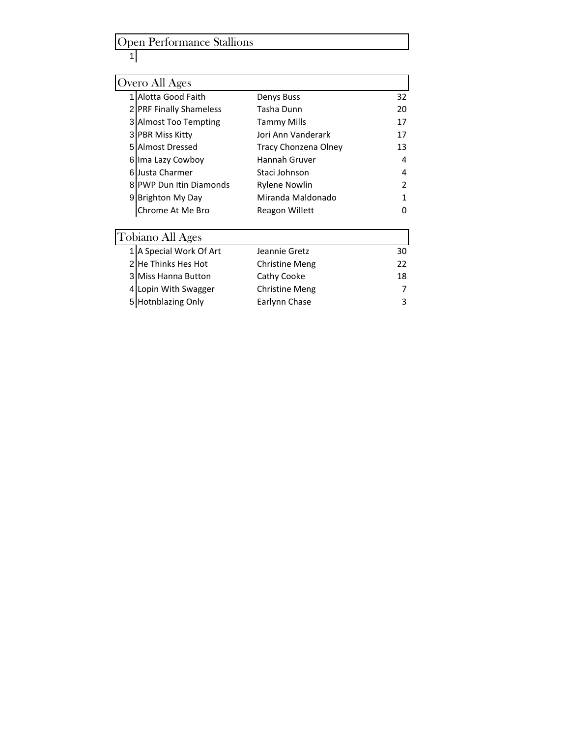## Open Performance Stallions

| | | | |
|---|---|---|---|
| 1 | | | |

## Overo All Ages

| | | | |
|---|---|---|---|
| 1 | Alotta Good Faith | Denys Buss | 32 |
| 2 | PRF Finally Shameless | Tasha Dunn | 20 |
| 3 | Almost Too Tempting | Tammy Mills | 17 |
| 3 | PBR Miss Kitty | Jori Ann Vanderark | 17 |
| 5 | Almost Dressed | Tracy Chonzena Olney | 13 |
| 6 | Ima Lazy Cowboy | Hannah Gruver | 4 |
| 6 | Justa Charmer | Staci Johnson | 4 |
| 8 | PWP Dun Itin Diamonds | Rylene Nowlin | 2 |
| 9 | Brighton My Day | Miranda Maldonado | 1 |
| | Chrome At Me Bro | Reagon Willett | 0 |

## Tobiano All Ages

| | | | |
|---|---|---|---|
| 1 | A Special Work Of Art | Jeannie Gretz | 30 |
| 2 | He Thinks Hes Hot | Christine Meng | 22 |
| 3 | Miss Hanna Button | Cathy Cooke | 18 |
| 4 | Lopin With Swagger | Christine Meng | 7 |
| 5 | Hotnblazing Only | Earlynn Chase | 3 |